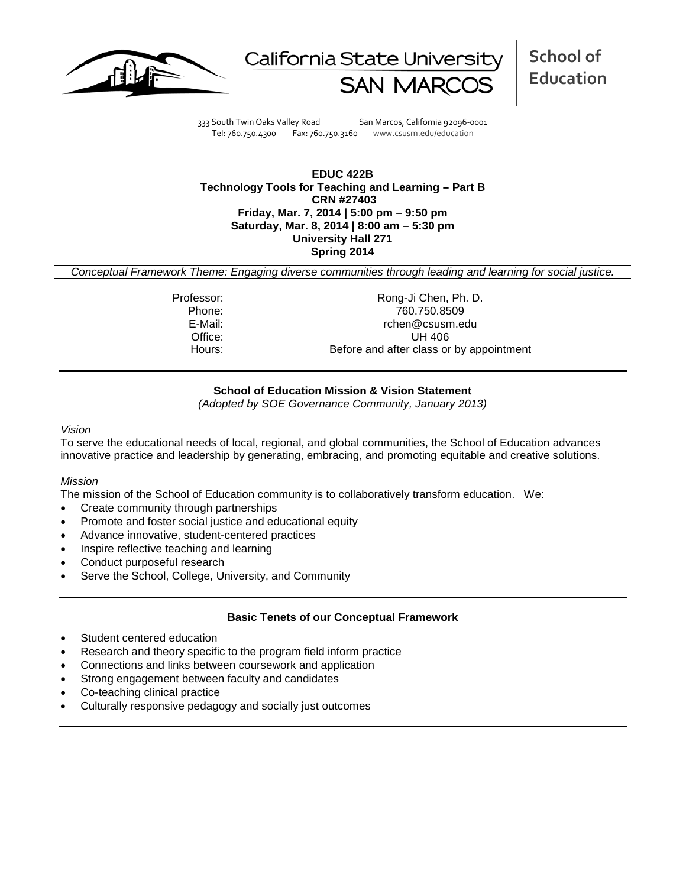California State University SAN MARCOS | **School of Education**

333 South Twin Oaks Valley Road San Marcos, California 92096-0001
Tel: 760.750.4300 Fax: 760.750.3160 www.csusm.edu/education

**EDUC 422B**
**Technology Tools for Teaching and Learning – Part B**
**CRN #27403**
**Friday, Mar. 7, 2014 | 5:00 pm – 9:50 pm**
**Saturday, Mar. 8, 2014 | 8:00 am – 5:30 pm**
**University Hall 271**
**Spring 2014**

*Conceptual Framework Theme: Engaging diverse communities through leading and learning for social justice.*

Professor: Rong-Ji Chen, Ph. D.
Phone: 760.750.8509
E-Mail: rchen@csusm.edu
Office: UH 406
Hours: Before and after class or by appointment

**School of Education Mission & Vision Statement**
*(Adopted by SOE Governance Community, January 2013)*

*Vision*

To serve the educational needs of local, regional, and global communities, the School of Education advances innovative practice and leadership by generating, embracing, and promoting equitable and creative solutions.

*Mission*

The mission of the School of Education community is to collaboratively transform education. We:

- Create community through partnerships
- Promote and foster social justice and educational equity
- Advance innovative, student-centered practices
- Inspire reflective teaching and learning
- Conduct purposeful research
- Serve the School, College, University, and Community

**Basic Tenets of our Conceptual Framework**

- Student centered education
- Research and theory specific to the program field inform practice
- Connections and links between coursework and application
- Strong engagement between faculty and candidates
- Co-teaching clinical practice
- Culturally responsive pedagogy and socially just outcomes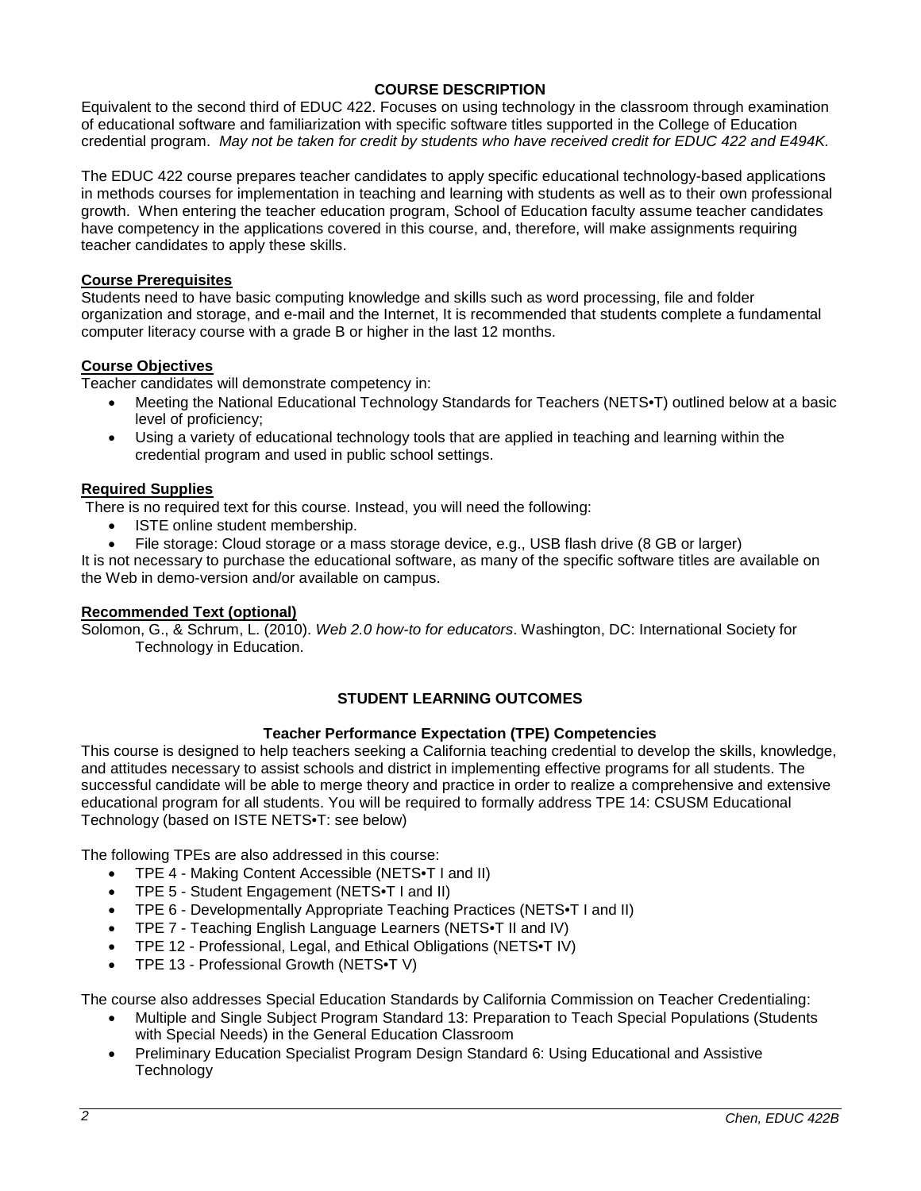## COURSE DESCRIPTION

Equivalent to the second third of EDUC 422. Focuses on using technology in the classroom through examination of educational software and familiarization with specific software titles supported in the College of Education credential program. *May not be taken for credit by students who have received credit for EDUC 422 and E494K.*

The EDUC 422 course prepares teacher candidates to apply specific educational technology-based applications in methods courses for implementation in teaching and learning with students as well as to their own professional growth. When entering the teacher education program, School of Education faculty assume teacher candidates have competency in the applications covered in this course, and, therefore, will make assignments requiring teacher candidates to apply these skills.

### Course Prerequisites

Students need to have basic computing knowledge and skills such as word processing, file and folder organization and storage, and e-mail and the Internet, It is recommended that students complete a fundamental computer literacy course with a grade B or higher in the last 12 months.

### Course Objectives

Teacher candidates will demonstrate competency in:

- Meeting the National Educational Technology Standards for Teachers (NETS•T) outlined below at a basic level of proficiency;
- Using a variety of educational technology tools that are applied in teaching and learning within the credential program and used in public school settings.

### Required Supplies

There is no required text for this course. Instead, you will need the following:

- ISTE online student membership.
- File storage: Cloud storage or a mass storage device, e.g., USB flash drive (8 GB or larger)

It is not necessary to purchase the educational software, as many of the specific software titles are available on the Web in demo-version and/or available on campus.

### Recommended Text (optional)

Solomon, G., & Schrum, L. (2010). *Web 2.0 how-to for educators*. Washington, DC: International Society for Technology in Education.

## STUDENT LEARNING OUTCOMES

### Teacher Performance Expectation (TPE) Competencies

This course is designed to help teachers seeking a California teaching credential to develop the skills, knowledge, and attitudes necessary to assist schools and district in implementing effective programs for all students. The successful candidate will be able to merge theory and practice in order to realize a comprehensive and extensive educational program for all students. You will be required to formally address TPE 14: CSUSM Educational Technology (based on ISTE NETS•T: see below)

The following TPEs are also addressed in this course:

- TPE 4 - Making Content Accessible (NETS•T I and II)
- TPE 5 - Student Engagement (NETS•T I and II)
- TPE 6 - Developmentally Appropriate Teaching Practices (NETS•T I and II)
- TPE 7 - Teaching English Language Learners (NETS•T II and IV)
- TPE 12 - Professional, Legal, and Ethical Obligations (NETS•T IV)
- TPE 13 - Professional Growth (NETS•T V)

The course also addresses Special Education Standards by California Commission on Teacher Credentialing:

- Multiple and Single Subject Program Standard 13: Preparation to Teach Special Populations (Students with Special Needs) in the General Education Classroom
- Preliminary Education Specialist Program Design Standard 6: Using Educational and Assistive Technology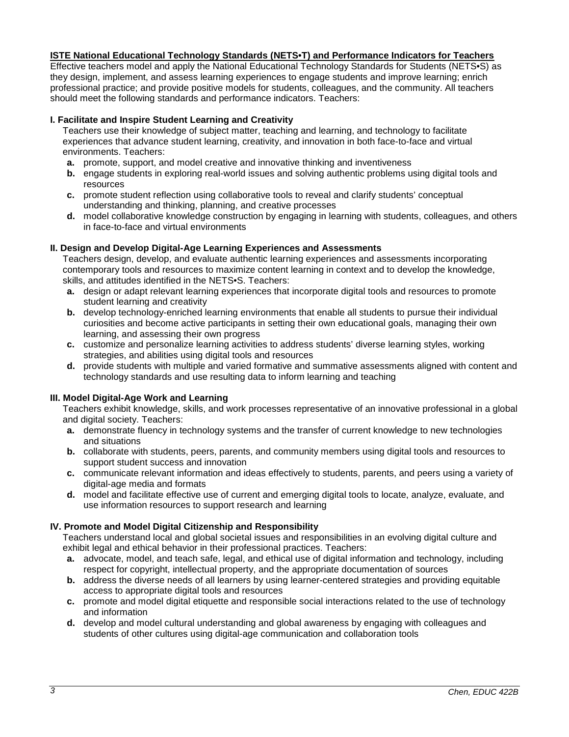**ISTE National Educational Technology Standards (NETS•T) and Performance Indicators for Teachers**

Effective teachers model and apply the National Educational Technology Standards for Students (NETS•S) as they design, implement, and assess learning experiences to engage students and improve learning; enrich professional practice; and provide positive models for students, colleagues, and the community. All teachers should meet the following standards and performance indicators. Teachers:

**I. Facilitate and Inspire Student Learning and Creativity**

Teachers use their knowledge of subject matter, teaching and learning, and technology to facilitate experiences that advance student learning, creativity, and innovation in both face-to-face and virtual environments. Teachers:

- **a.** promote, support, and model creative and innovative thinking and inventiveness
- **b.** engage students in exploring real-world issues and solving authentic problems using digital tools and resources
- **c.** promote student reflection using collaborative tools to reveal and clarify students' conceptual understanding and thinking, planning, and creative processes
- **d.** model collaborative knowledge construction by engaging in learning with students, colleagues, and others in face-to-face and virtual environments

**II. Design and Develop Digital-Age Learning Experiences and Assessments**

Teachers design, develop, and evaluate authentic learning experiences and assessments incorporating contemporary tools and resources to maximize content learning in context and to develop the knowledge, skills, and attitudes identified in the NETS•S. Teachers:

- **a.** design or adapt relevant learning experiences that incorporate digital tools and resources to promote student learning and creativity
- **b.** develop technology-enriched learning environments that enable all students to pursue their individual curiosities and become active participants in setting their own educational goals, managing their own learning, and assessing their own progress
- **c.** customize and personalize learning activities to address students' diverse learning styles, working strategies, and abilities using digital tools and resources
- **d.** provide students with multiple and varied formative and summative assessments aligned with content and technology standards and use resulting data to inform learning and teaching

**III. Model Digital-Age Work and Learning**

Teachers exhibit knowledge, skills, and work processes representative of an innovative professional in a global and digital society. Teachers:

- **a.** demonstrate fluency in technology systems and the transfer of current knowledge to new technologies and situations
- **b.** collaborate with students, peers, parents, and community members using digital tools and resources to support student success and innovation
- **c.** communicate relevant information and ideas effectively to students, parents, and peers using a variety of digital-age media and formats
- **d.** model and facilitate effective use of current and emerging digital tools to locate, analyze, evaluate, and use information resources to support research and learning

**IV. Promote and Model Digital Citizenship and Responsibility**

Teachers understand local and global societal issues and responsibilities in an evolving digital culture and exhibit legal and ethical behavior in their professional practices. Teachers:

- **a.** advocate, model, and teach safe, legal, and ethical use of digital information and technology, including respect for copyright, intellectual property, and the appropriate documentation of sources
- **b.** address the diverse needs of all learners by using learner-centered strategies and providing equitable access to appropriate digital tools and resources
- **c.** promote and model digital etiquette and responsible social interactions related to the use of technology and information
- **d.** develop and model cultural understanding and global awareness by engaging with colleagues and students of other cultures using digital-age communication and collaboration tools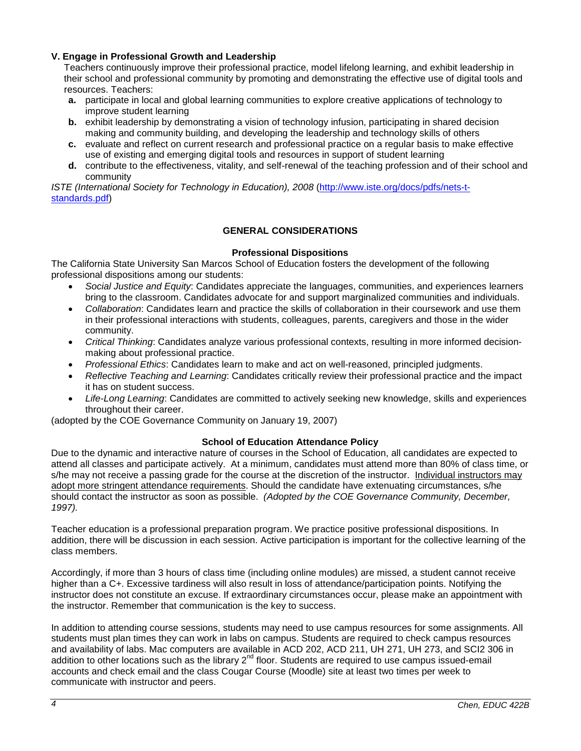**V. Engage in Professional Growth and Leadership**

Teachers continuously improve their professional practice, model lifelong learning, and exhibit leadership in their school and professional community by promoting and demonstrating the effective use of digital tools and resources. Teachers:

- **a.** participate in local and global learning communities to explore creative applications of technology to improve student learning
- **b.** exhibit leadership by demonstrating a vision of technology infusion, participating in shared decision making and community building, and developing the leadership and technology skills of others
- **c.** evaluate and reflect on current research and professional practice on a regular basis to make effective use of existing and emerging digital tools and resources in support of student learning
- **d.** contribute to the effectiveness, vitality, and self-renewal of the teaching profession and of their school and community

*ISTE (International Society for Technology in Education), 2008* (http://www.iste.org/docs/pdfs/nets-t-standards.pdf)

## GENERAL CONSIDERATIONS

### Professional Dispositions

The California State University San Marcos School of Education fosters the development of the following professional dispositions among our students:

- *Social Justice and Equity*: Candidates appreciate the languages, communities, and experiences learners bring to the classroom. Candidates advocate for and support marginalized communities and individuals.
- *Collaboration*: Candidates learn and practice the skills of collaboration in their coursework and use them in their professional interactions with students, colleagues, parents, caregivers and those in the wider community.
- *Critical Thinking*: Candidates analyze various professional contexts, resulting in more informed decision-making about professional practice.
- *Professional Ethics*: Candidates learn to make and act on well-reasoned, principled judgments.
- *Reflective Teaching and Learning*: Candidates critically review their professional practice and the impact it has on student success.
- *Life-Long Learning*: Candidates are committed to actively seeking new knowledge, skills and experiences throughout their career.

(adopted by the COE Governance Community on January 19, 2007)

### School of Education Attendance Policy

Due to the dynamic and interactive nature of courses in the School of Education, all candidates are expected to attend all classes and participate actively. At a minimum, candidates must attend more than 80% of class time, or s/he may not receive a passing grade for the course at the discretion of the instructor. Individual instructors may adopt more stringent attendance requirements. Should the candidate have extenuating circumstances, s/he should contact the instructor as soon as possible. *(Adopted by the COE Governance Community, December, 1997).*

Teacher education is a professional preparation program. We practice positive professional dispositions. In addition, there will be discussion in each session. Active participation is important for the collective learning of the class members.

Accordingly, if more than 3 hours of class time (including online modules) are missed, a student cannot receive higher than a C+. Excessive tardiness will also result in loss of attendance/participation points. Notifying the instructor does not constitute an excuse. If extraordinary circumstances occur, please make an appointment with the instructor. Remember that communication is the key to success.

In addition to attending course sessions, students may need to use campus resources for some assignments. All students must plan times they can work in labs on campus. Students are required to check campus resources and availability of labs. Mac computers are available in ACD 202, ACD 211, UH 271, UH 273, and SCI2 306 in addition to other locations such as the library 2nd floor. Students are required to use campus issued-email accounts and check email and the class Cougar Course (Moodle) site at least two times per week to communicate with instructor and peers.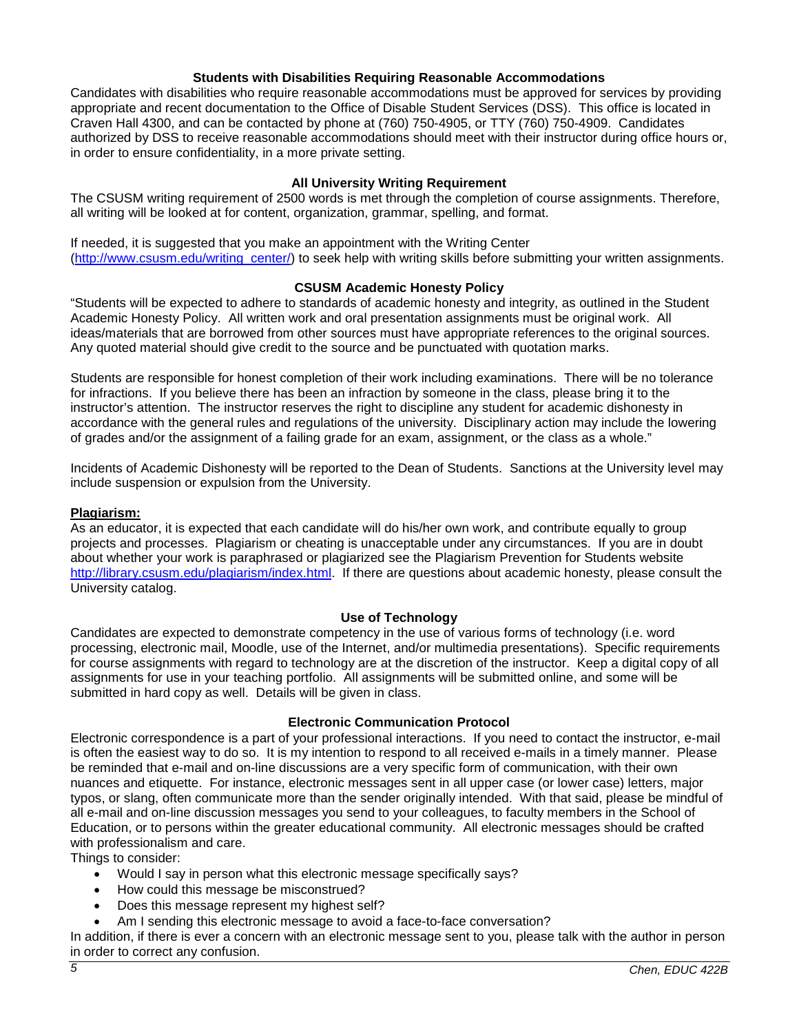### Students with Disabilities Requiring Reasonable Accommodations

Candidates with disabilities who require reasonable accommodations must be approved for services by providing appropriate and recent documentation to the Office of Disable Student Services (DSS). This office is located in Craven Hall 4300, and can be contacted by phone at (760) 750-4905, or TTY (760) 750-4909. Candidates authorized by DSS to receive reasonable accommodations should meet with their instructor during office hours or, in order to ensure confidentiality, in a more private setting.

### All University Writing Requirement

The CSUSM writing requirement of 2500 words is met through the completion of course assignments. Therefore, all writing will be looked at for content, organization, grammar, spelling, and format.

If needed, it is suggested that you make an appointment with the Writing Center ([http://www.csusm.edu/writing_center/](http://www.csusm.edu/writing_center/)) to seek help with writing skills before submitting your written assignments.

### CSUSM Academic Honesty Policy

"Students will be expected to adhere to standards of academic honesty and integrity, as outlined in the Student Academic Honesty Policy. All written work and oral presentation assignments must be original work. All ideas/materials that are borrowed from other sources must have appropriate references to the original sources. Any quoted material should give credit to the source and be punctuated with quotation marks.

Students are responsible for honest completion of their work including examinations. There will be no tolerance for infractions. If you believe there has been an infraction by someone in the class, please bring it to the instructor's attention. The instructor reserves the right to discipline any student for academic dishonesty in accordance with the general rules and regulations of the university. Disciplinary action may include the lowering of grades and/or the assignment of a failing grade for an exam, assignment, or the class as a whole."

Incidents of Academic Dishonesty will be reported to the Dean of Students. Sanctions at the University level may include suspension or expulsion from the University.

**Plagiarism:**

As an educator, it is expected that each candidate will do his/her own work, and contribute equally to group projects and processes. Plagiarism or cheating is unacceptable under any circumstances. If you are in doubt about whether your work is paraphrased or plagiarized see the Plagiarism Prevention for Students website [http://library.csusm.edu/plagiarism/index.html](http://library.csusm.edu/plagiarism/index.html). If there are questions about academic honesty, please consult the University catalog.

### Use of Technology

Candidates are expected to demonstrate competency in the use of various forms of technology (i.e. word processing, electronic mail, Moodle, use of the Internet, and/or multimedia presentations). Specific requirements for course assignments with regard to technology are at the discretion of the instructor. Keep a digital copy of all assignments for use in your teaching portfolio. All assignments will be submitted online, and some will be submitted in hard copy as well. Details will be given in class.

### Electronic Communication Protocol

Electronic correspondence is a part of your professional interactions. If you need to contact the instructor, e-mail is often the easiest way to do so. It is my intention to respond to all received e-mails in a timely manner. Please be reminded that e-mail and on-line discussions are a very specific form of communication, with their own nuances and etiquette. For instance, electronic messages sent in all upper case (or lower case) letters, major typos, or slang, often communicate more than the sender originally intended. With that said, please be mindful of all e-mail and on-line discussion messages you send to your colleagues, to faculty members in the School of Education, or to persons within the greater educational community. All electronic messages should be crafted with professionalism and care.

Things to consider:

- Would I say in person what this electronic message specifically says?
- How could this message be misconstrued?
- Does this message represent my highest self?
- Am I sending this electronic message to avoid a face-to-face conversation?

In addition, if there is ever a concern with an electronic message sent to you, please talk with the author in person in order to correct any confusion.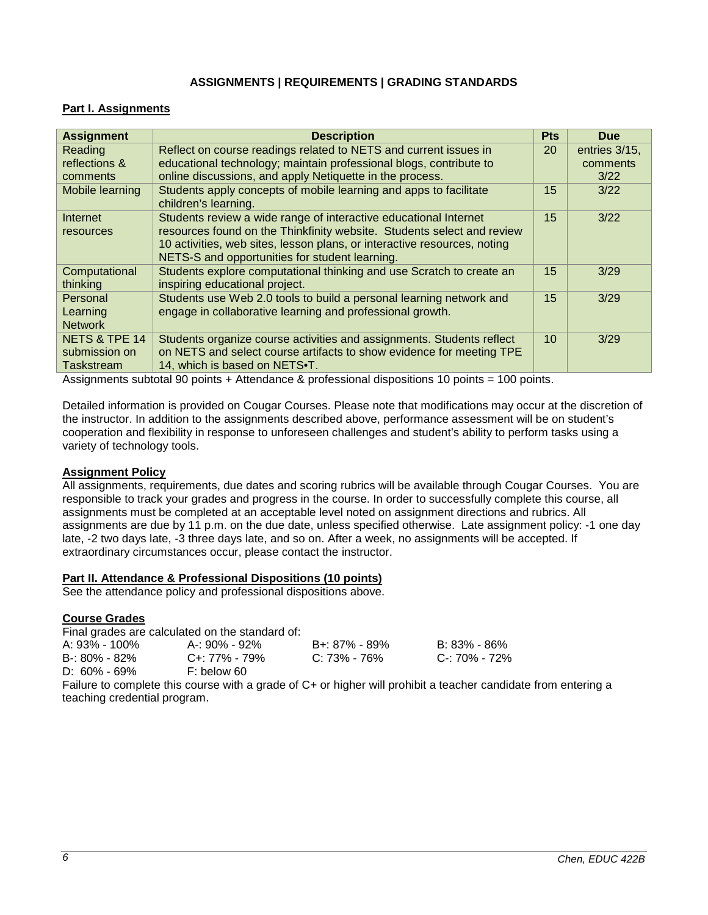## ASSIGNMENTS | REQUIREMENTS | GRADING STANDARDS

### Part I. Assignments

| Assignment | Description | Pts | Due |
|---|---|---|---|
| Reading reflections & comments | Reflect on course readings related to NETS and current issues in educational technology; maintain professional blogs, contribute to online discussions, and apply Netiquette in the process. | 20 | entries 3/15, comments 3/22 |
| Mobile learning | Students apply concepts of mobile learning and apps to facilitate children's learning. | 15 | 3/22 |
| Internet resources | Students review a wide range of interactive educational Internet resources found on the Thinkfinity website. Students select and review 10 activities, web sites, lesson plans, or interactive resources, noting NETS-S and opportunities for student learning. | 15 | 3/22 |
| Computational thinking | Students explore computational thinking and use Scratch to create an inspiring educational project. | 15 | 3/29 |
| Personal Learning Network | Students use Web 2.0 tools to build a personal learning network and engage in collaborative learning and professional growth. | 15 | 3/29 |
| NETS & TPE 14 submission on Taskstream | Students organize course activities and assignments. Students reflect on NETS and select course artifacts to show evidence for meeting TPE 14, which is based on NETS•T. | 10 | 3/29 |

Assignments subtotal 90 points + Attendance & professional dispositions 10 points = 100 points.

Detailed information is provided on Cougar Courses. Please note that modifications may occur at the discretion of the instructor. In addition to the assignments described above, performance assessment will be on student's cooperation and flexibility in response to unforeseen challenges and student's ability to perform tasks using a variety of technology tools.

### Assignment Policy

All assignments, requirements, due dates and scoring rubrics will be available through Cougar Courses. You are responsible to track your grades and progress in the course. In order to successfully complete this course, all assignments must be completed at an acceptable level noted on assignment directions and rubrics. All assignments are due by 11 p.m. on the due date, unless specified otherwise. Late assignment policy: -1 one day late, -2 two days late, -3 three days late, and so on. After a week, no assignments will be accepted. If extraordinary circumstances occur, please contact the instructor.

### Part II. Attendance & Professional Dispositions (10 points)

See the attendance policy and professional dispositions above.

### Course Grades

Final grades are calculated on the standard of:

| | | | |
|---|---|---|---|
| A: 93% - 100% | A-: 90% - 92% | B+: 87% - 89% | B: 83% - 86% |
| B-: 80% - 82% | C+: 77% - 79% | C: 73% - 76% | C-: 70% - 72% |
| D: 60% - 69% | F: below 60 | | |

Failure to complete this course with a grade of C+ or higher will prohibit a teacher candidate from entering a teaching credential program.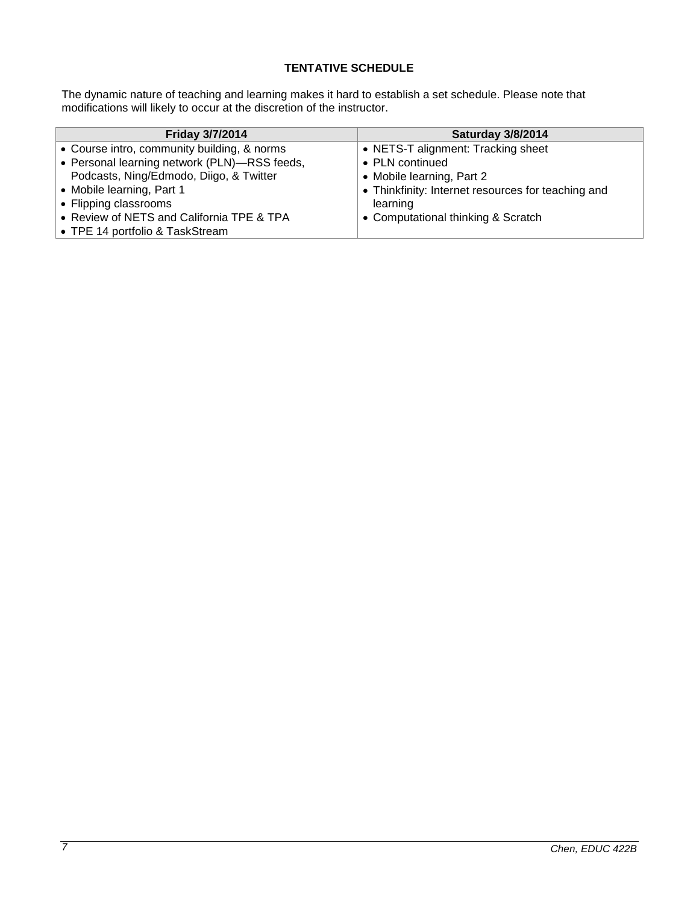## TENTATIVE SCHEDULE

The dynamic nature of teaching and learning makes it hard to establish a set schedule. Please note that modifications will likely to occur at the discretion of the instructor.

| Friday 3/7/2014 | Saturday 3/8/2014 |
|---|---|
| • Course intro, community building, & norms<br>• Personal learning network (PLN)—RSS feeds, Podcasts, Ning/Edmodo, Diigo, & Twitter<br>• Mobile learning, Part 1<br>• Flipping classrooms<br>• Review of NETS and California TPE & TPA<br>• TPE 14 portfolio & TaskStream | • NETS-T alignment: Tracking sheet<br>• PLN continued<br>• Mobile learning, Part 2<br>• Thinkfinity: Internet resources for teaching and learning<br>• Computational thinking & Scratch |